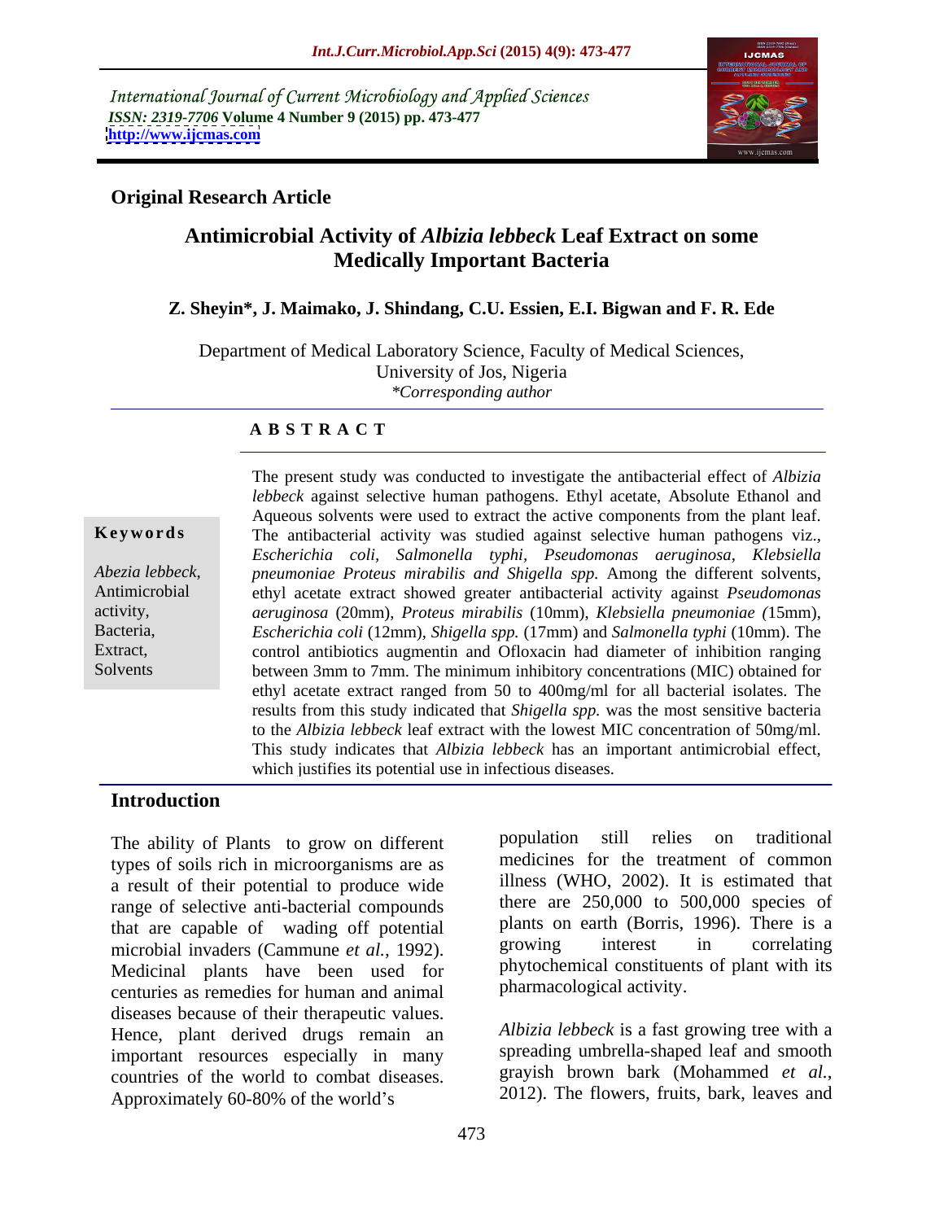International Journal of Current Microbiology and Applied Sciences
*ISSN: 2319-7706* **Volume 4 Number 9 (2015) pp. 473-477**
**http://www.ijcmas.com**

**Original Research Article**

# Antimicrobial Activity of *Albizia lebbeck* Leaf Extract on some Medically Important Bacteria

**Z. Sheyin\*, J. Maimako, J. Shindang, C.U. Essien, E.I. Bigwan and F. R. Ede**

Department of Medical Laboratory Science, Faculty of Medical Sciences, University of Jos, Nigeria
*\*Corresponding author*

**A B S T R A C T**

**Keywords**

*Abezia lebbeck*, Antimicrobial activity, Bacteria, Extract, Solvents

The present study was conducted to investigate the antibacterial effect of *Albizia lebbeck* against selective human pathogens. Ethyl acetate, Absolute Ethanol and Aqueous solvents were used to extract the active components from the plant leaf. The antibacterial activity was studied against selective human pathogens viz., *Escherichia coli, Salmonella typhi, Pseudomonas aeruginosa, Klebsiella pneumoniae Proteus mirabilis and Shigella spp.* Among the different solvents, ethyl acetate extract showed greater antibacterial activity against *Pseudomonas aeruginosa* (20mm), *Proteus mirabilis* (10mm), *Klebsiella pneumoniae (*15mm), *Escherichia coli* (12mm), *Shigella spp.* (17mm) and *Salmonella typhi* (10mm). The control antibiotics augmentin and Ofloxacin had diameter of inhibition ranging between 3mm to 7mm. The minimum inhibitory concentrations (MIC) obtained for ethyl acetate extract ranged from 50 to 400mg/ml for all bacterial isolates. The results from this study indicated that *Shigella spp.* was the most sensitive bacteria to the *Albizia lebbeck* leaf extract with the lowest MIC concentration of 50mg/ml. This study indicates that *Albizia lebbeck* has an important antimicrobial effect, which justifies its potential use in infectious diseases.

## Introduction

The ability of Plants to grow on different types of soils rich in microorganisms are as a result of their potential to produce wide range of selective anti-bacterial compounds that are capable of wading off potential microbial invaders (Cammune *et al.,* 1992). Medicinal plants have been used for centuries as remedies for human and animal diseases because of their therapeutic values. Hence, plant derived drugs remain an important resources especially in many countries of the world to combat diseases. Approximately 60-80% of the world's population still relies on traditional medicines for the treatment of common illness (WHO, 2002). It is estimated that there are 250,000 to 500,000 species of plants on earth (Borris, 1996). There is a growing interest in correlating phytochemical constituents of plant with its pharmacological activity.

*Albizia lebbeck* is a fast growing tree with a spreading umbrella-shaped leaf and smooth grayish brown bark (Mohammed *et al.,* 2012). The flowers, fruits, bark, leaves and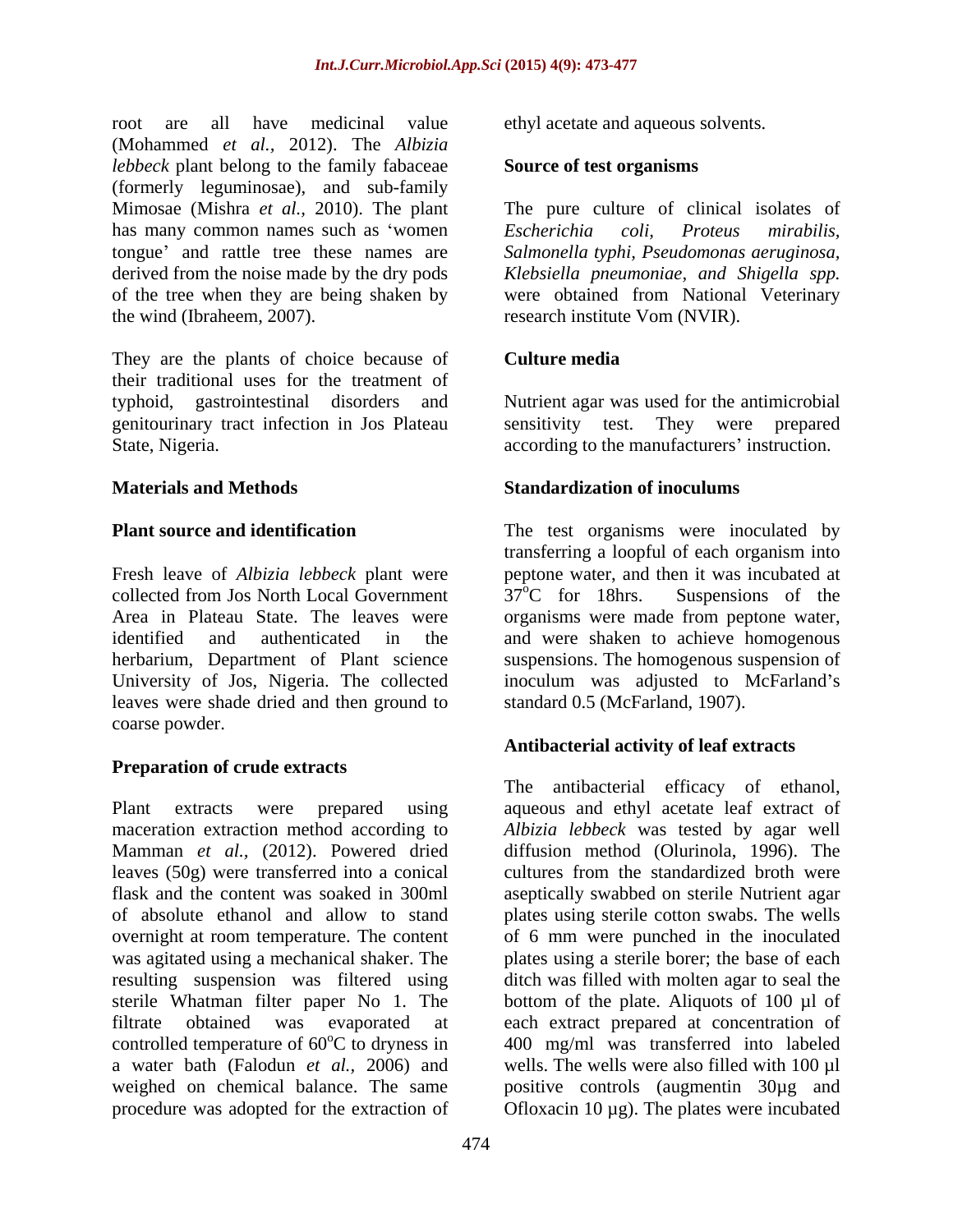root are all have medicinal value (Mohammed *et al.*, 2012). The *Albizia lebbeck* plant belong to the family fabaceae (formerly leguminosae), and sub-family Mimosae (Mishra *et al.,* 2010). The plant has many common names such as 'women tongue' and rattle tree these names are derived from the noise made by the dry pods of the tree when they are being shaken by the wind (Ibraheem, 2007).

They are the plants of choice because of their traditional uses for the treatment of typhoid, gastrointestinal disorders and genitourinary tract infection in Jos Plateau State, Nigeria.

## Materials and Methods

### Plant source and identification

Fresh leave of *Albizia lebbeck* plant were collected from Jos North Local Government Area in Plateau State. The leaves were identified and authenticated in the herbarium, Department of Plant science University of Jos, Nigeria. The collected leaves were shade dried and then ground to coarse powder.

### Preparation of crude extracts

Plant extracts were prepared using maceration extraction method according to Mamman *et al.,* (2012). Powered dried leaves (50g) were transferred into a conical flask and the content was soaked in 300ml of absolute ethanol and allow to stand overnight at room temperature. The content was agitated using a mechanical shaker. The resulting suspension was filtered using sterile Whatman filter paper No 1. The filtrate obtained was evaporated at controlled temperature of 60$^{o}$C to dryness in a water bath (Falodun *et al.,* 2006) and weighed on chemical balance. The same procedure was adopted for the extraction of ethyl acetate and aqueous solvents.

### Source of test organisms

The pure culture of clinical isolates of *Escherichia coli, Proteus mirabilis, Salmonella typhi, Pseudomonas aeruginosa, Klebsiella pneumoniae, and Shigella spp.* were obtained from National Veterinary research institute Vom (NVIR).

### Culture media

Nutrient agar was used for the antimicrobial sensitivity test. They were prepared according to the manufacturers' instruction.

### Standardization of inoculums

The test organisms were inoculated by transferring a loopful of each organism into peptone water, and then it was incubated at 37$^{o}$C for 18hrs. Suspensions of the organisms were made from peptone water, and were shaken to achieve homogenous suspensions. The homogenous suspension of inoculum was adjusted to McFarland's standard 0.5 (McFarland, 1907).

### Antibacterial activity of leaf extracts

The antibacterial efficacy of ethanol, aqueous and ethyl acetate leaf extract of *Albizia lebbeck* was tested by agar well diffusion method (Olurinola, 1996). The cultures from the standardized broth were aseptically swabbed on sterile Nutrient agar plates using sterile cotton swabs. The wells of 6 mm were punched in the inoculated plates using a sterile borer; the base of each ditch was filled with molten agar to seal the bottom of the plate. Aliquots of 100 µl of each extract prepared at concentration of 400 mg/ml was transferred into labeled wells. The wells were also filled with 100 µl positive controls (augmentin 30µg and Ofloxacin 10 µg). The plates were incubated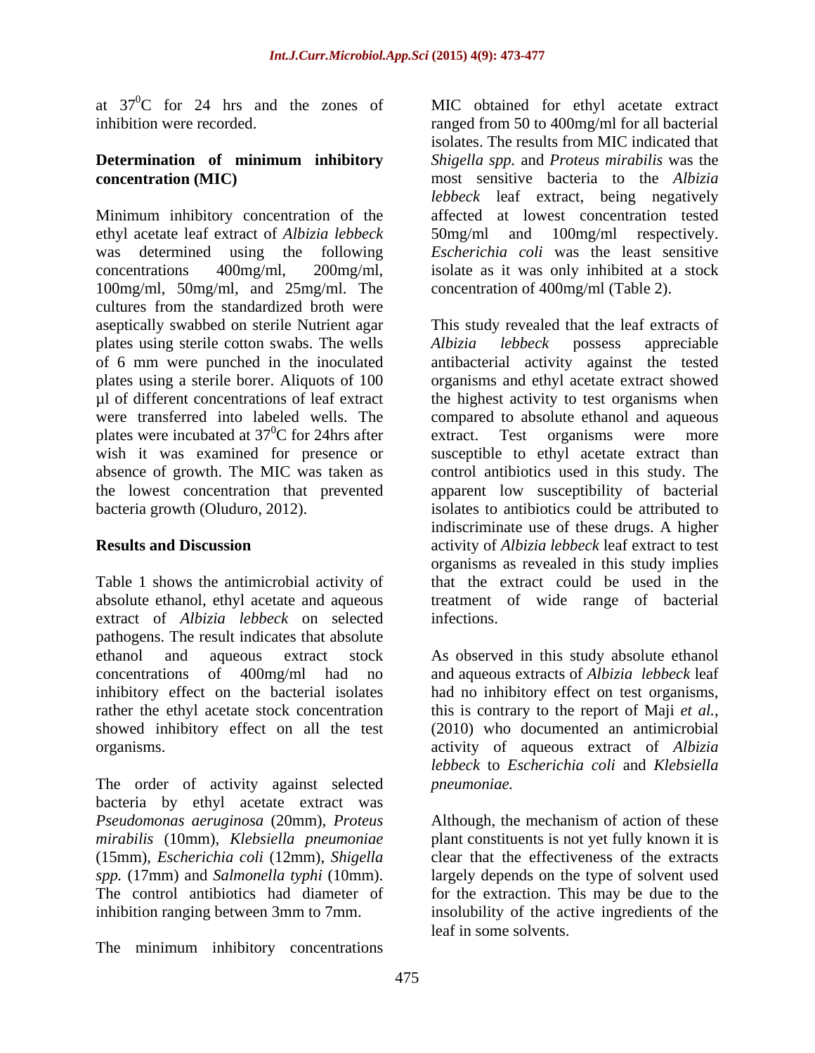at $37^0C$ for 24 hrs and the zones of inhibition were recorded.

**Determination of minimum inhibitory concentration (MIC)**

Minimum inhibitory concentration of the ethyl acetate leaf extract of *Albizia lebbeck* was determined using the following concentrations 400mg/ml, 200mg/ml, 100mg/ml, 50mg/ml, and 25mg/ml. The cultures from the standardized broth were aseptically swabbed on sterile Nutrient agar plates using sterile cotton swabs. The wells of 6 mm were punched in the inoculated plates using a sterile borer. Aliquots of 100 µl of different concentrations of leaf extract were transferred into labeled wells. The plates were incubated at $37^0C$ for 24hrs after wish it was examined for presence or absence of growth. The MIC was taken as the lowest concentration that prevented bacteria growth (Oluduro, 2012).

## Results and Discussion

Table 1 shows the antimicrobial activity of absolute ethanol, ethyl acetate and aqueous extract of *Albizia lebbeck* on selected pathogens. The result indicates that absolute ethanol and aqueous extract stock concentrations of 400mg/ml had no inhibitory effect on the bacterial isolates rather the ethyl acetate stock concentration showed inhibitory effect on all the test organisms.

The order of activity against selected bacteria by ethyl acetate extract was *Pseudomonas aeruginosa* (20mm), *Proteus mirabilis* (10mm), *Klebsiella pneumoniae* (15mm), *Escherichia coli* (12mm), *Shigella spp.* (17mm) and *Salmonella typhi* (10mm). The control antibiotics had diameter of inhibition ranging between 3mm to 7mm.

The minimum inhibitory concentrations MIC obtained for ethyl acetate extract ranged from 50 to 400mg/ml for all bacterial isolates. The results from MIC indicated that *Shigella spp.* and *Proteus mirabilis* was the most sensitive bacteria to the *Albizia lebbeck* leaf extract, being negatively affected at lowest concentration tested 50mg/ml and 100mg/ml respectively. *Escherichia coli* was the least sensitive isolate as it was only inhibited at a stock concentration of 400mg/ml (Table 2).

This study revealed that the leaf extracts of *Albizia lebbeck* possess appreciable antibacterial activity against the tested organisms and ethyl acetate extract showed the highest activity to test organisms when compared to absolute ethanol and aqueous extract. Test organisms were more susceptible to ethyl acetate extract than control antibiotics used in this study. The apparent low susceptibility of bacterial isolates to antibiotics could be attributed to indiscriminate use of these drugs. A higher activity of *Albizia lebbeck* leaf extract to test organisms as revealed in this study implies that the extract could be used in the treatment of wide range of bacterial infections.

As observed in this study absolute ethanol and aqueous extracts of *Albizia lebbeck* leaf had no inhibitory effect on test organisms, this is contrary to the report of Maji *et al.*, (2010) who documented an antimicrobial activity of aqueous extract of *Albizia lebbeck* to *Escherichia coli* and *Klebsiella pneumoniae.*

Although, the mechanism of action of these plant constituents is not yet fully known it is clear that the effectiveness of the extracts largely depends on the type of solvent used for the extraction. This may be due to the insolubility of the active ingredients of the leaf in some solvents.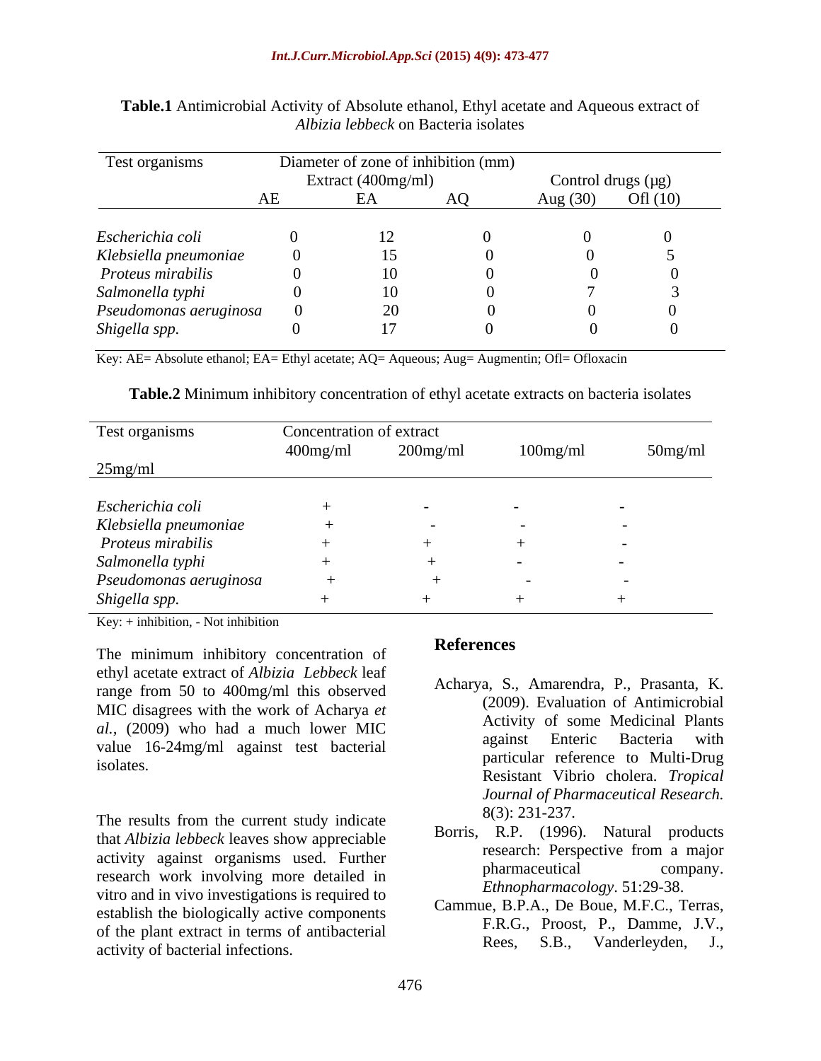**Table.1** Antimicrobial Activity of Absolute ethanol, Ethyl acetate and Aqueous extract of *Albizia lebbeck* on Bacteria isolates

| Test organisms | Diameter of zone of inhibition (mm) | | | | |
|---|---|---|---|---|---|
| | Extract (400mg/ml) | | | Control drugs (μg) | |
| | AE | EA | AQ | Aug (30) | Ofl (10) |
| *Escherichia coli* | 0 | 12 | 0 | 0 | 0 |
| *Klebsiella pneumoniae* | 0 | 15 | 0 | 0 | 5 |
| *Proteus mirabilis* | 0 | 10 | 0 | 0 | 0 |
| *Salmonella typhi* | 0 | 10 | 0 | 7 | 3 |
| *Pseudomonas aeruginosa* | 0 | 20 | 0 | 0 | 0 |
| *Shigella spp.* | 0 | 17 | 0 | 0 | 0 |

Key: AE= Absolute ethanol; EA= Ethyl acetate; AQ= Aqueous; Aug= Augmentin; Ofl= Ofloxacin

**Table.2** Minimum inhibitory concentration of ethyl acetate extracts on bacteria isolates

| Test organisms | Concentration of extract | | | | |
|---|---|---|---|---|---|
| | 400mg/ml | 200mg/ml | 100mg/ml | 50mg/ml | 25mg/ml |
| *Escherichia coli* | + | - | - | - | |
| *Klebsiella pneumoniae* | + | - | - | - | |
| *Proteus mirabilis* | + | + | + | - | |
| *Salmonella typhi* | + | + | - | - | |
| *Pseudomonas aeruginosa* | + | + | - | - | |
| *Shigella spp.* | + | + | + | + | |

Key: + inhibition, - Not inhibition

The minimum inhibitory concentration of ethyl acetate extract of *Albizia Lebbeck* leaf range from 50 to 400mg/ml this observed MIC disagrees with the work of Acharya *et al.*, (2009) who had a much lower MIC value 16-24mg/ml against test bacterial isolates.

The results from the current study indicate that *Albizia lebbeck* leaves show appreciable activity against organisms used. Further research work involving more detailed in vitro and in vivo investigations is required to establish the biologically active components of the plant extract in terms of antibacterial activity of bacterial infections.

## References

Acharya, S., Amarendra, P., Prasanta, K. (2009). Evaluation of Antimicrobial Activity of some Medicinal Plants against Enteric Bacteria with particular reference to Multi-Drug Resistant Vibrio cholera. *Tropical Journal of Pharmaceutical Research.* 8(3): 231-237.

Borris, R.P. (1996). Natural products research: Perspective from a major pharmaceutical company. *Ethnopharmacology*. 51:29-38.

Cammue, B.P.A., De Boue, M.F.C., Terras, F.R.G., Proost, P., Damme, J.V., Rees, S.B., Vanderleyden, J.,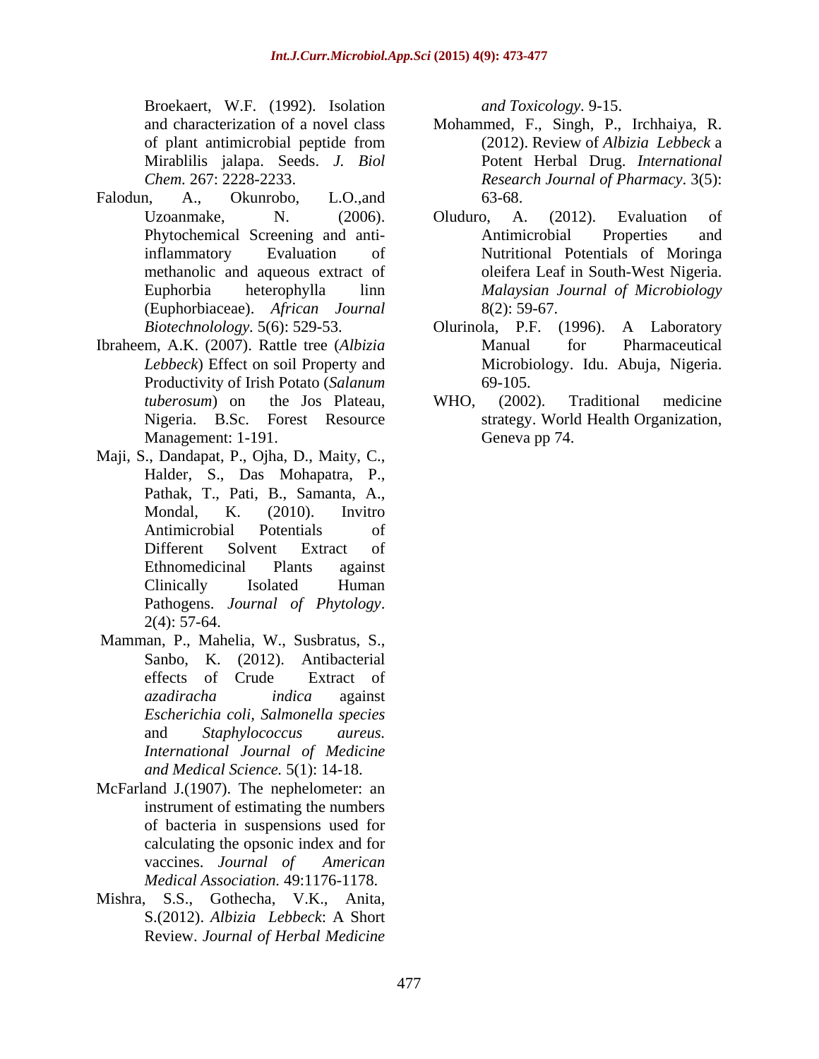Broekaert, W.F. (1992). Isolation and characterization of a novel class of plant antimicrobial peptide from Mirablilis jalapa. Seeds. *J. Biol Chem.* 267: 2228-2233.

Falodun, A., Okunrobo, L.O.,and Uzoanmake, N. (2006). Phytochemical Screening and anti-inflammatory Evaluation of methanolic and aqueous extract of Euphorbia heterophylla linn (Euphorbiaceae). *African Journal Biotechnolology*. 5(6): 529-53.

Ibraheem, A.K. (2007). Rattle tree (*Albizia Lebbeck*) Effect on soil Property and Productivity of Irish Potato (*Salanum tuberosum*) on the Jos Plateau, Nigeria. B.Sc. Forest Resource Management: 1-191.

Maji, S., Dandapat, P., Ojha, D., Maity, C., Halder, S., Das Mohapatra, P., Pathak, T., Pati, B., Samanta, A., Mondal, K. (2010). Invitro Antimicrobial Potentials of Different Solvent Extract of Ethnomedicinal Plants against Clinically Isolated Human Pathogens. *Journal of Phytology*. 2(4): 57-64.

Mamman, P., Mahelia, W., Susbratus, S., Sanbo, K. (2012). Antibacterial effects of Crude Extract of *azadiracha indica* against *Escherichia coli, Salmonella species* and *Staphylococcus aureus. International Journal of Medicine and Medical Science.* 5(1): 14-18.

McFarland J.(1907). The nephelometer: an instrument of estimating the numbers of bacteria in suspensions used for calculating the opsonic index and for vaccines. *Journal of American Medical Association.* 49:1176-1178.

Mishra, S.S., Gothecha, V.K., Anita, S.(2012). *Albizia Lebbeck*: A Short Review. *Journal of Herbal Medicine and Toxicology*. 9-15.

Mohammed, F., Singh, P., Irchhaiya, R. (2012). Review of *Albizia Lebbeck* a Potent Herbal Drug. *International Research Journal of Pharmacy*. 3(5): 63-68.

Oluduro, A. (2012). Evaluation of Antimicrobial Properties and Nutritional Potentials of Moringa oleifera Leaf in South-West Nigeria. *Malaysian Journal of Microbiology* 8(2): 59-67.

Olurinola, P.F. (1996). A Laboratory Manual for Pharmaceutical Microbiology. Idu. Abuja, Nigeria. 69-105.

WHO, (2002). Traditional medicine strategy. World Health Organization, Geneva pp 74.